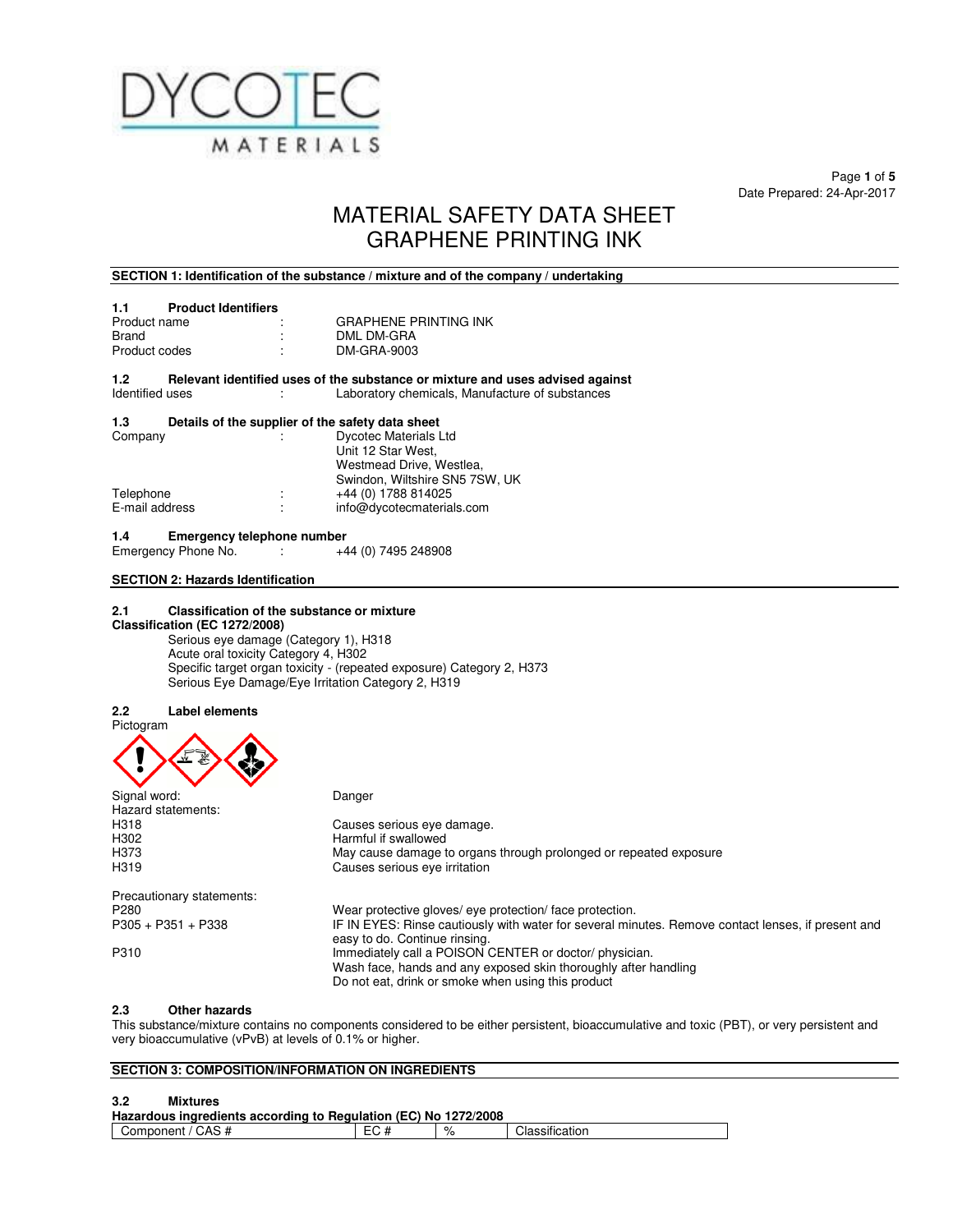Date Prepared: 24-Apr-2017

# MATERIAL SAFETY DATA SHEET
# GRAPHENE PRINTING INK

## SECTION 1: Identification of the substance / mixture and of the company / undertaking

### 1.1 Product Identifiers

| | | |
|---|---|---|
| Product name | : | GRAPHENE PRINTING INK |
| Brand | : | DML DM-GRA |
| Product codes | : | DM-GRA-9003 |

### 1.2 Relevant identified uses of the substance or mixture and uses advised against

| | | |
|---|---|---|
| Identified uses | : | Laboratory chemicals, Manufacture of substances |

### 1.3 Details of the supplier of the safety data sheet

| | | |
|---|---|---|
| Company | : | Dycotec Materials Ltd<br>Unit 12 Star West,<br>Westmead Drive, Westlea,<br>Swindon, Wiltshire SN5 7SW, UK |
| Telephone | : | +44 (0) 1788 814025 |
| E-mail address | : | info@dycotecmaterials.com |

### 1.4 Emergency telephone number

| | | |
|---|---|---|
| Emergency Phone No. | : | +44 (0) 7495 248908 |

## SECTION 2: Hazards Identification

### 2.1 Classification of the substance or mixture

**Classification (EC 1272/2008)**

Serious eye damage (Category 1), H318
Acute oral toxicity Category 4, H302
Specific target organ toxicity - (repeated exposure) Category 2, H373
Serious Eye Damage/Eye Irritation Category 2, H319

### 2.2 Label elements

Pictogram

Signal word: Danger

Hazard statements:

| | |
|---|---|
| H318 | Causes serious eye damage. |
| H302 | Harmful if swallowed |
| H373 | May cause damage to organs through prolonged or repeated exposure |
| H319 | Causes serious eye irritation |

Precautionary statements:

| | |
|---|---|
| P280 | Wear protective gloves/ eye protection/ face protection. |
| P305 + P351 + P338 | IF IN EYES: Rinse cautiously with water for several minutes. Remove contact lenses, if present and easy to do. Continue rinsing. |
| P310 | Immediately call a POISON CENTER or doctor/ physician.<br>Wash face, hands and any exposed skin thoroughly after handling<br>Do not eat, drink or smoke when using this product |

### 2.3 Other hazards

This substance/mixture contains no components considered to be either persistent, bioaccumulative and toxic (PBT), or very persistent and very bioaccumulative (vPvB) at levels of 0.1% or higher.

## SECTION 3: COMPOSITION/INFORMATION ON INGREDIENTS

### 3.2 Mixtures

**Hazardous ingredients according to Regulation (EC) No 1272/2008**

| Component / CAS # | EC # | % | Classification |
|---|---|---|---|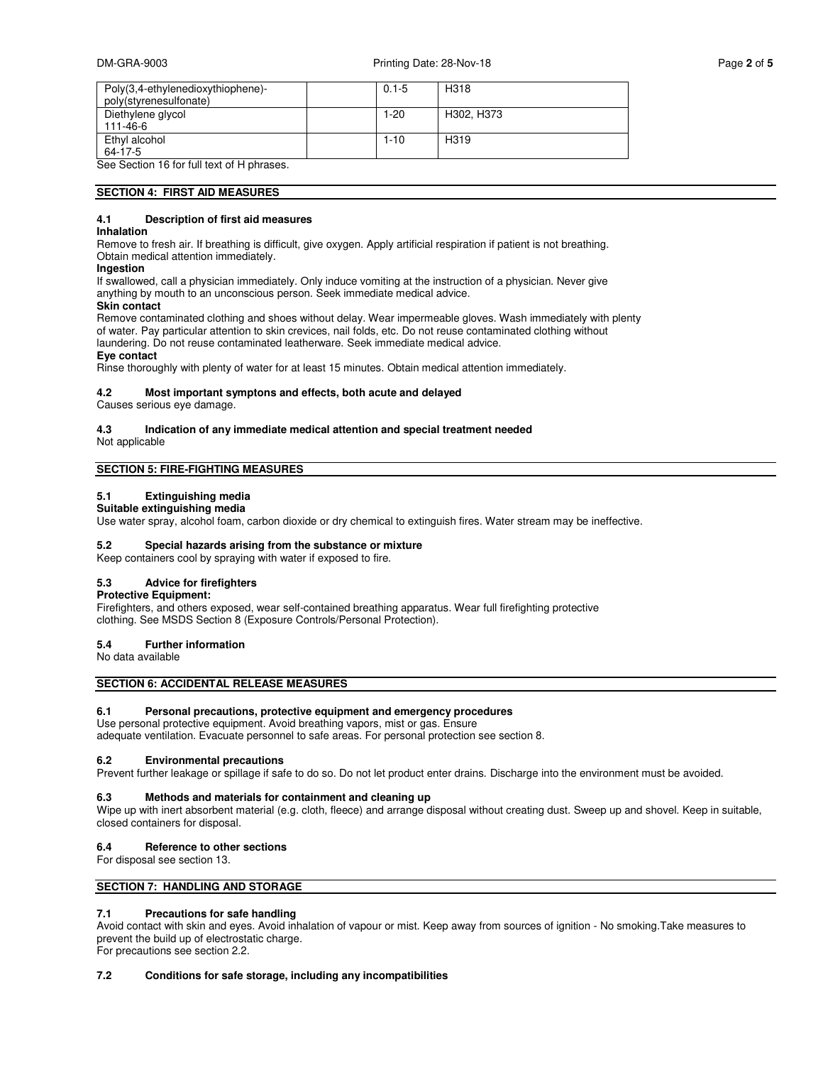| | | | |
|---|---|---|---|
| Poly(3,4-ethylenedioxythiophene)-poly(styrenesulfonate) | | 0.1-5 | H318 |
| Diethylene glycol<br>111-46-6 | | 1-20 | H302, H373 |
| Ethyl alcohol<br>64-17-5 | | 1-10 | H319 |

See Section 16 for full text of H phrases.

## SECTION 4: FIRST AID MEASURES

### 4.1 Description of first aid measures

**Inhalation**

Remove to fresh air. If breathing is difficult, give oxygen. Apply artificial respiration if patient is not breathing. Obtain medical attention immediately.

**Ingestion**

If swallowed, call a physician immediately. Only induce vomiting at the instruction of a physician. Never give anything by mouth to an unconscious person. Seek immediate medical advice.

**Skin contact**

Remove contaminated clothing and shoes without delay. Wear impermeable gloves. Wash immediately with plenty of water. Pay particular attention to skin crevices, nail folds, etc. Do not reuse contaminated clothing without laundering. Do not reuse contaminated leatherware. Seek immediate medical advice.

**Eye contact**

Rinse thoroughly with plenty of water for at least 15 minutes. Obtain medical attention immediately.

### 4.2 Most important symptons and effects, both acute and delayed

Causes serious eye damage.

### 4.3 Indication of any immediate medical attention and special treatment needed

Not applicable

## SECTION 5: FIRE-FIGHTING MEASURES

### 5.1 Extinguishing media

**Suitable extinguishing media**

Use water spray, alcohol foam, carbon dioxide or dry chemical to extinguish fires. Water stream may be ineffective.

### 5.2 Special hazards arising from the substance or mixture

Keep containers cool by spraying with water if exposed to fire.

### 5.3 Advice for firefighters

**Protective Equipment:**

Firefighters, and others exposed, wear self-contained breathing apparatus. Wear full firefighting protective clothing. See MSDS Section 8 (Exposure Controls/Personal Protection).

### 5.4 Further information

No data available

## SECTION 6: ACCIDENTAL RELEASE MEASURES

### 6.1 Personal precautions, protective equipment and emergency procedures

Use personal protective equipment. Avoid breathing vapors, mist or gas. Ensure adequate ventilation. Evacuate personnel to safe areas. For personal protection see section 8.

### 6.2 Environmental precautions

Prevent further leakage or spillage if safe to do so. Do not let product enter drains. Discharge into the environment must be avoided.

### 6.3 Methods and materials for containment and cleaning up

Wipe up with inert absorbent material (e.g. cloth, fleece) and arrange disposal without creating dust. Sweep up and shovel. Keep in suitable, closed containers for disposal.

### 6.4 Reference to other sections

For disposal see section 13.

## SECTION 7: HANDLING AND STORAGE

### 7.1 Precautions for safe handling

Avoid contact with skin and eyes. Avoid inhalation of vapour or mist. Keep away from sources of ignition - No smoking.Take measures to prevent the build up of electrostatic charge.
For precautions see section 2.2.

### 7.2 Conditions for safe storage, including any incompatibilities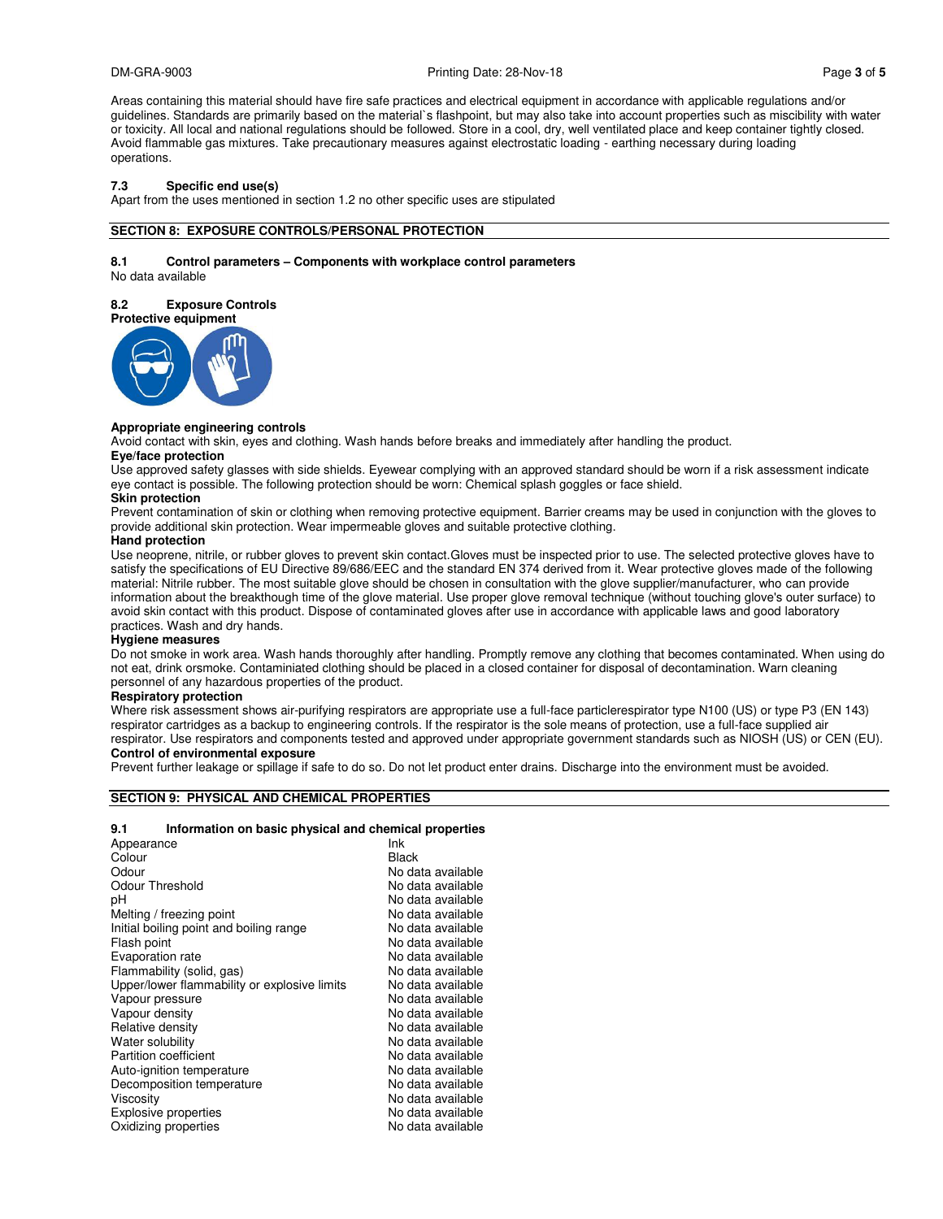Areas containing this material should have fire safe practices and electrical equipment in accordance with applicable regulations and/or guidelines. Standards are primarily based on the material`s flashpoint, but may also take into account properties such as miscibility with water or toxicity. All local and national regulations should be followed. Store in a cool, dry, well ventilated place and keep container tightly closed. Avoid flammable gas mixtures. Take precautionary measures against electrostatic loading - earthing necessary during loading operations.

### 7.3 Specific end use(s)

Apart from the uses mentioned in section 1.2 no other specific uses are stipulated

## SECTION 8: EXPOSURE CONTROLS/PERSONAL PROTECTION

### 8.1 Control parameters – Components with workplace control parameters

No data available

### 8.2 Exposure Controls

**Protective equipment**

**Appropriate engineering controls**
Avoid contact with skin, eyes and clothing. Wash hands before breaks and immediately after handling the product.

**Eye/face protection**
Use approved safety glasses with side shields. Eyewear complying with an approved standard should be worn if a risk assessment indicate eye contact is possible. The following protection should be worn: Chemical splash goggles or face shield.

**Skin protection**
Prevent contamination of skin or clothing when removing protective equipment. Barrier creams may be used in conjunction with the gloves to provide additional skin protection. Wear impermeable gloves and suitable protective clothing.

**Hand protection**
Use neoprene, nitrile, or rubber gloves to prevent skin contact.Gloves must be inspected prior to use. The selected protective gloves have to satisfy the specifications of EU Directive 89/686/EEC and the standard EN 374 derived from it. Wear protective gloves made of the following material: Nitrile rubber. The most suitable glove should be chosen in consultation with the glove supplier/manufacturer, who can provide information about the breakthough time of the glove material. Use proper glove removal technique (without touching glove's outer surface) to avoid skin contact with this product. Dispose of contaminated gloves after use in accordance with applicable laws and good laboratory practices. Wash and dry hands.

**Hygiene measures**
Do not smoke in work area. Wash hands thoroughly after handling. Promptly remove any clothing that becomes contaminated. When using do not eat, drink orsmoke. Contaminiated clothing should be placed in a closed container for disposal of decontamination. Warn cleaning personnel of any hazardous properties of the product.

**Respiratory protection**
Where risk assessment shows air-purifying respirators are appropriate use a full-face particlerespirator type N100 (US) or type P3 (EN 143) respirator cartridges as a backup to engineering controls. If the respirator is the sole means of protection, use a full-face supplied air respirator. Use respirators and components tested and approved under appropriate government standards such as NIOSH (US) or CEN (EU).

**Control of environmental exposure**
Prevent further leakage or spillage if safe to do so. Do not let product enter drains. Discharge into the environment must be avoided.

## SECTION 9: PHYSICAL AND CHEMICAL PROPERTIES

### 9.1 Information on basic physical and chemical properties

| Property | Value |
|---|---|
| Appearance | Ink |
| Colour | Black |
| Odour | No data available |
| Odour Threshold | No data available |
| pH | No data available |
| Melting / freezing point | No data available |
| Initial boiling point and boiling range | No data available |
| Flash point | No data available |
| Evaporation rate | No data available |
| Flammability (solid, gas) | No data available |
| Upper/lower flammability or explosive limits | No data available |
| Vapour pressure | No data available |
| Vapour density | No data available |
| Relative density | No data available |
| Water solubility | No data available |
| Partition coefficient | No data available |
| Auto-ignition temperature | No data available |
| Decomposition temperature | No data available |
| Viscosity | No data available |
| Explosive properties | No data available |
| Oxidizing properties | No data available |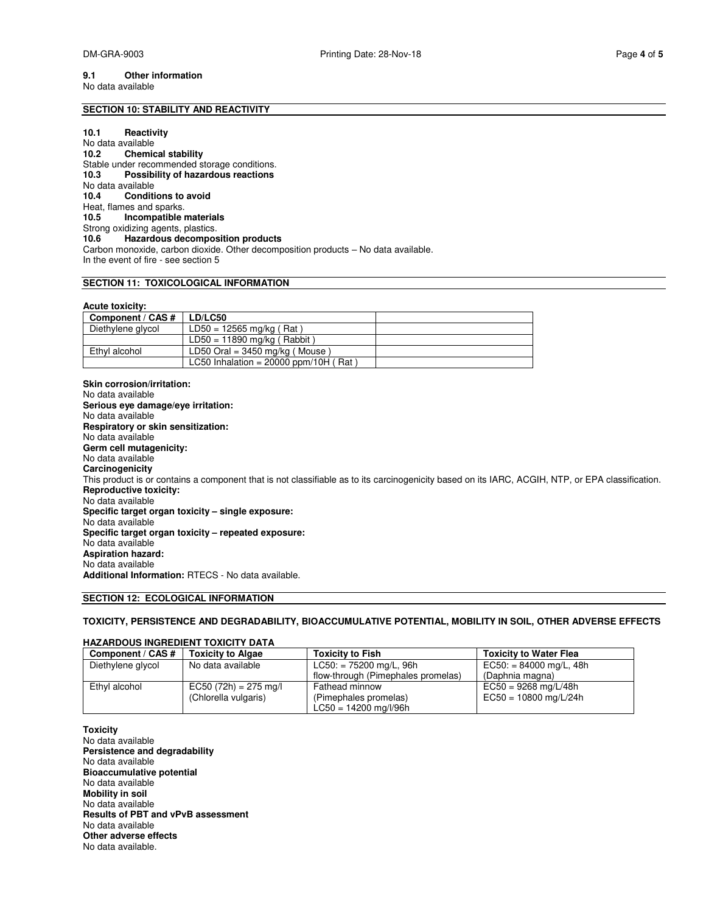### 9.1 Other information

No data available

## SECTION 10: STABILITY AND REACTIVITY

### 10.1 Reactivity

No data available

### 10.2 Chemical stability

Stable under recommended storage conditions.

### 10.3 Possibility of hazardous reactions

No data available

### 10.4 Conditions to avoid

Heat, flames and sparks.

### 10.5 Incompatible materials

Strong oxidizing agents, plastics.

### 10.6 Hazardous decomposition products

Carbon monoxide, carbon dioxide. Other decomposition products – No data available.
In the event of fire - see section 5

## SECTION 11: TOXICOLOGICAL INFORMATION

**Acute toxicity:**

| Component / CAS # | LD/LC50 | |
|---|---|---|
| Diethylene glycol | LD50 = 12565 mg/kg ( Rat ) | |
| | LD50 = 11890 mg/kg ( Rabbit ) | |
| Ethyl alcohol | LD50 Oral = 3450 mg/kg ( Mouse ) | |
| | LC50 Inhalation = 20000 ppm/10H ( Rat ) | |

**Skin corrosion/irritation:**
No data available

**Serious eye damage/eye irritation:**
No data available

**Respiratory or skin sensitization:**
No data available

**Germ cell mutagenicity:**
No data available

**Carcinogenicity**
This product is or contains a component that is not classifiable as to its carcinogenicity based on its IARC, ACGIH, NTP, or EPA classification.

**Reproductive toxicity:**
No data available

**Specific target organ toxicity – single exposure:**
No data available

**Specific target organ toxicity – repeated exposure:**
No data available

**Aspiration hazard:**
No data available

**Additional Information:** RTECS - No data available.

## SECTION 12: ECOLOGICAL INFORMATION

**TOXICITY, PERSISTENCE AND DEGRADABILITY, BIOACCUMULATIVE POTENTIAL, MOBILITY IN SOIL, OTHER ADVERSE EFFECTS**

**HAZARDOUS INGREDIENT TOXICITY DATA**

| Component / CAS # | Toxicity to Algae | Toxicity to Fish | Toxicity to Water Flea |
|---|---|---|---|
| Diethylene glycol | No data available | LC50: = 75200 mg/L, 96h flow-through (Pimephales promelas) | EC50: = 84000 mg/L, 48h (Daphnia magna) |
| Ethyl alcohol | EC50 (72h) = 275 mg/l (Chlorella vulgaris) | Fathead minnow (Pimephales promelas) LC50 = 14200 mg/l/96h | EC50 = 9268 mg/L/48h EC50 = 10800 mg/L/24h |

**Toxicity**
No data available

**Persistence and degradability**
No data available

**Bioaccumulative potential**
No data available

**Mobility in soil**
No data available

**Results of PBT and vPvB assessment**
No data available

**Other adverse effects**
No data available.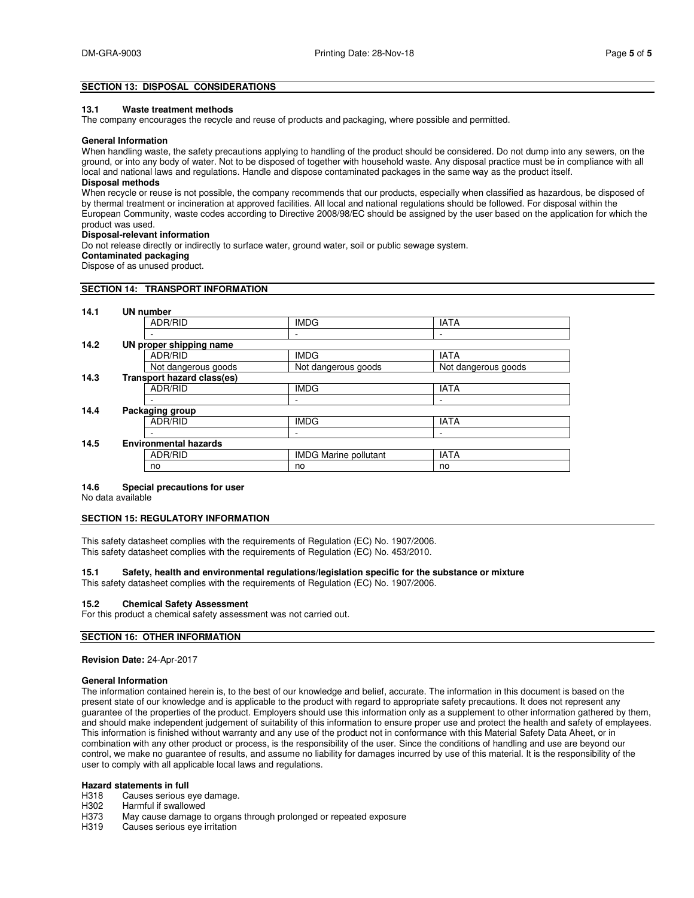## SECTION 13: DISPOSAL CONSIDERATIONS

### 13.1 Waste treatment methods

The company encourages the recycle and reuse of products and packaging, where possible and permitted.

**General Information**

When handling waste, the safety precautions applying to handling of the product should be considered. Do not dump into any sewers, on the ground, or into any body of water. Not to be disposed of together with household waste. Any disposal practice must be in compliance with all local and national laws and regulations. Handle and dispose contaminated packages in the same way as the product itself.

**Disposal methods**

When recycle or reuse is not possible, the company recommends that our products, especially when classified as hazardous, be disposed of by thermal treatment or incineration at approved facilities. All local and national regulations should be followed. For disposal within the European Community, waste codes according to Directive 2008/98/EC should be assigned by the user based on the application for which the product was used.

**Disposal-relevant information**

Do not release directly or indirectly to surface water, ground water, soil or public sewage system.

**Contaminated packaging**

Dispose of as unused product.

## SECTION 14: TRANSPORT INFORMATION

**14.1 UN number**

| ADR/RID | IMDG | IATA |
|---|---|---|
| - | - | - |

**14.2 UN proper shipping name**

| ADR/RID | IMDG | IATA |
|---|---|---|
| Not dangerous goods | Not dangerous goods | Not dangerous goods |

**14.3 Transport hazard class(es)**

| ADR/RID | IMDG | IATA |
|---|---|---|
| - | - | - |

**14.4 Packaging group**

| ADR/RID | IMDG | IATA |
|---|---|---|
| - | - | - |

**14.5 Environmental hazards**

| ADR/RID | IMDG Marine pollutant | IATA |
|---|---|---|
| no | no | no |

### 14.6 Special precautions for user

No data available

## SECTION 15: REGULATORY INFORMATION

This safety datasheet complies with the requirements of Regulation (EC) No. 1907/2006.
This safety datasheet complies with the requirements of Regulation (EC) No. 453/2010.

### 15.1 Safety, health and environmental regulations/legislation specific for the substance or mixture

This safety datasheet complies with the requirements of Regulation (EC) No. 1907/2006.

### 15.2 Chemical Safety Assessment

For this product a chemical safety assessment was not carried out.

## SECTION 16: OTHER INFORMATION

**Revision Date:** 24-Apr-2017

**General Information**

The information contained herein is, to the best of our knowledge and belief, accurate. The information in this document is based on the present state of our knowledge and is applicable to the product with regard to appropriate safety precautions. It does not represent any guarantee of the properties of the product. Employers should use this information only as a supplement to other information gathered by them, and should make independent judgement of suitability of this information to ensure proper use and protect the health and safety of emplayees. This information is finished without warranty and any use of the product not in conformance with this Material Safety Data Aheet, or in combination with any other product or process, is the responsibility of the user. Since the conditions of handling and use are beyond our control, we make no guarantee of results, and assume no liability for damages incurred by use of this material. It is the responsibility of the user to comply with all applicable local laws and regulations.

**Hazard statements in full**

H318 Causes serious eye damage.
H302 Harmful if swallowed
H373 May cause damage to organs through prolonged or repeated exposure
H319 Causes serious eye irritation